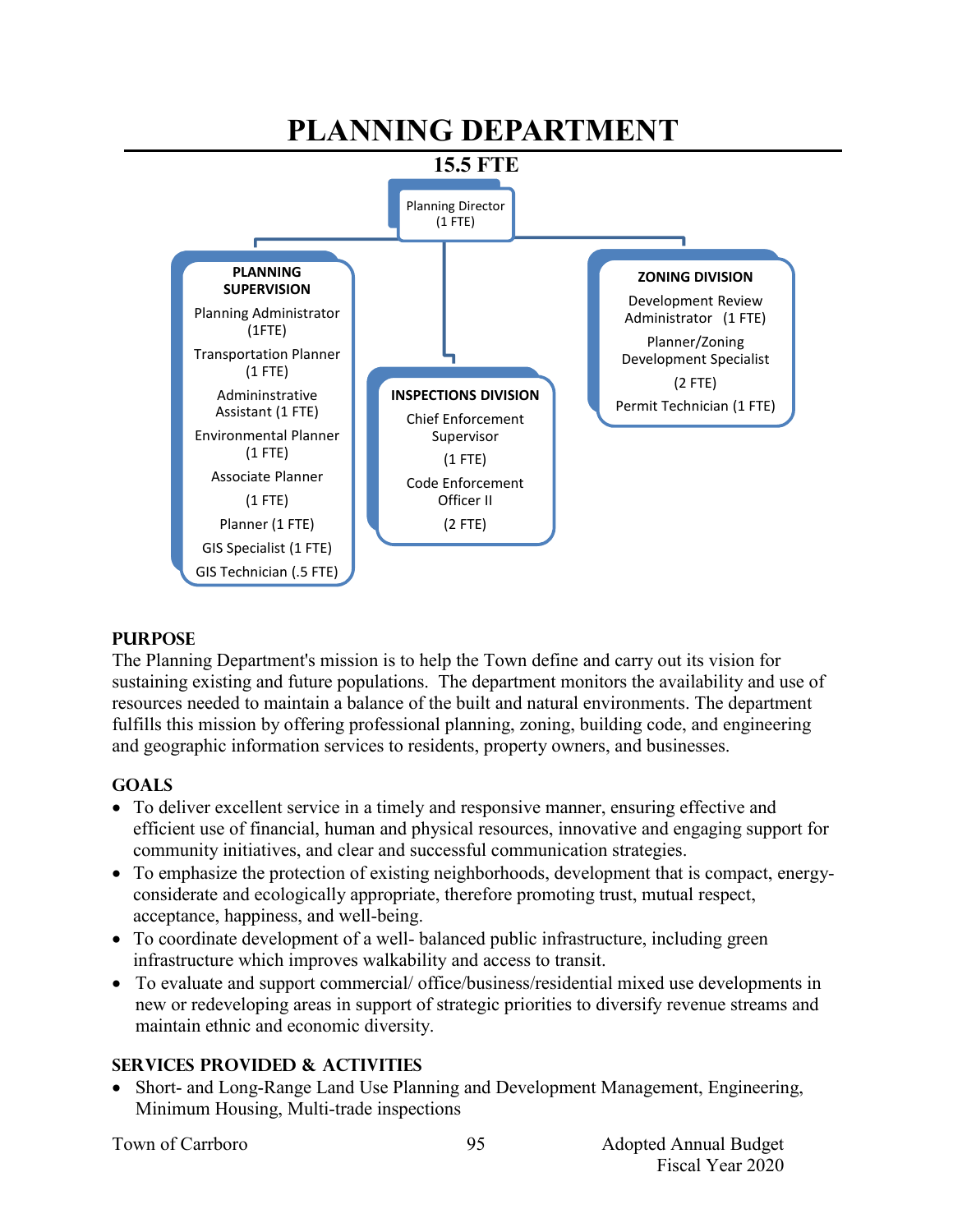# PLANNING DEPARTMENT

**15.5 FTE**

Planning Director (1 FTE)

**PLANNING SUPERVISION**

Planning Administrator (1FTE)

Transportation Planner (1 FTE)

Admininstrative Assistant (1 FTE)

Environmental Planner (1 FTE)

Associate Planner (1 FTE)

Planner (1 FTE)

GIS Specialist (1 FTE)

GIS Technician (.5 FTE)

**INSPECTIONS DIVISION**

Chief Enforcement Supervisor (1 FTE)

Code Enforcement Officer II (2 FTE)

**ZONING DIVISION**

Development Review Administrator (1 FTE)

Planner/Zoning Development Specialist (2 FTE)

Permit Technician (1 FTE)

## PURPOSE

The Planning Department's mission is to help the Town define and carry out its vision for sustaining existing and future populations. The department monitors the availability and use of resources needed to maintain a balance of the built and natural environments. The department fulfills this mission by offering professional planning, zoning, building code, and engineering and geographic information services to residents, property owners, and businesses.

## GOALS

- To deliver excellent service in a timely and responsive manner, ensuring effective and efficient use of financial, human and physical resources, innovative and engaging support for community initiatives, and clear and successful communication strategies.
- To emphasize the protection of existing neighborhoods, development that is compact, energy-considerate and ecologically appropriate, therefore promoting trust, mutual respect, acceptance, happiness, and well-being.
- To coordinate development of a well- balanced public infrastructure, including green infrastructure which improves walkability and access to transit.
- To evaluate and support commercial/ office/business/residential mixed use developments in new or redeveloping areas in support of strategic priorities to diversify revenue streams and maintain ethnic and economic diversity.

## SERVICES PROVIDED & ACTIVITIES

- Short- and Long-Range Land Use Planning and Development Management, Engineering, Minimum Housing, Multi-trade inspections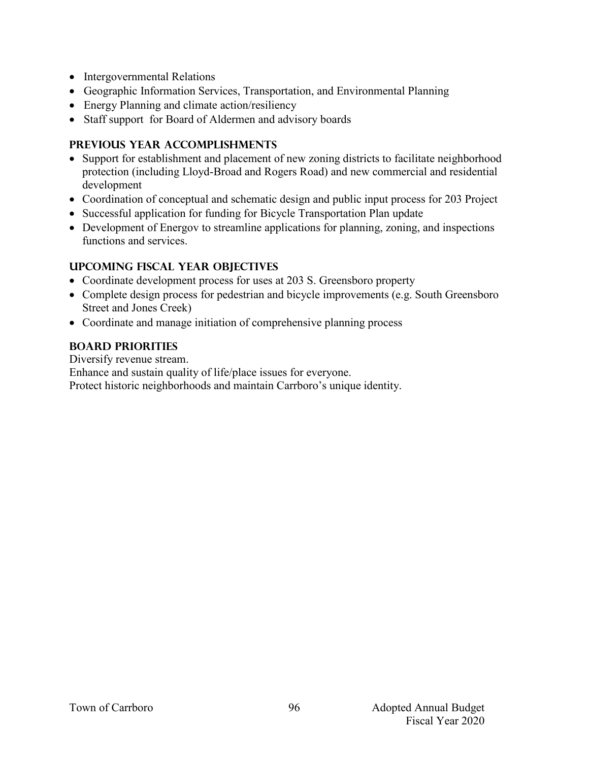- Intergovernmental Relations
- Geographic Information Services, Transportation, and Environmental Planning
- Energy Planning and climate action/resiliency
- Staff support for Board of Aldermen and advisory boards

## PREVIOUS YEAR ACCOMPLISHMENTS

- Support for establishment and placement of new zoning districts to facilitate neighborhood protection (including Lloyd-Broad and Rogers Road) and new commercial and residential development
- Coordination of conceptual and schematic design and public input process for 203 Project
- Successful application for funding for Bicycle Transportation Plan update
- Development of Energov to streamline applications for planning, zoning, and inspections functions and services.

## UPCOMING FISCAL YEAR OBJECTIVES

- Coordinate development process for uses at 203 S. Greensboro property
- Complete design process for pedestrian and bicycle improvements (e.g. South Greensboro Street and Jones Creek)
- Coordinate and manage initiation of comprehensive planning process

## BOARD PRIORITIES

Diversify revenue stream.

Enhance and sustain quality of life/place issues for everyone.

Protect historic neighborhoods and maintain Carrboro's unique identity.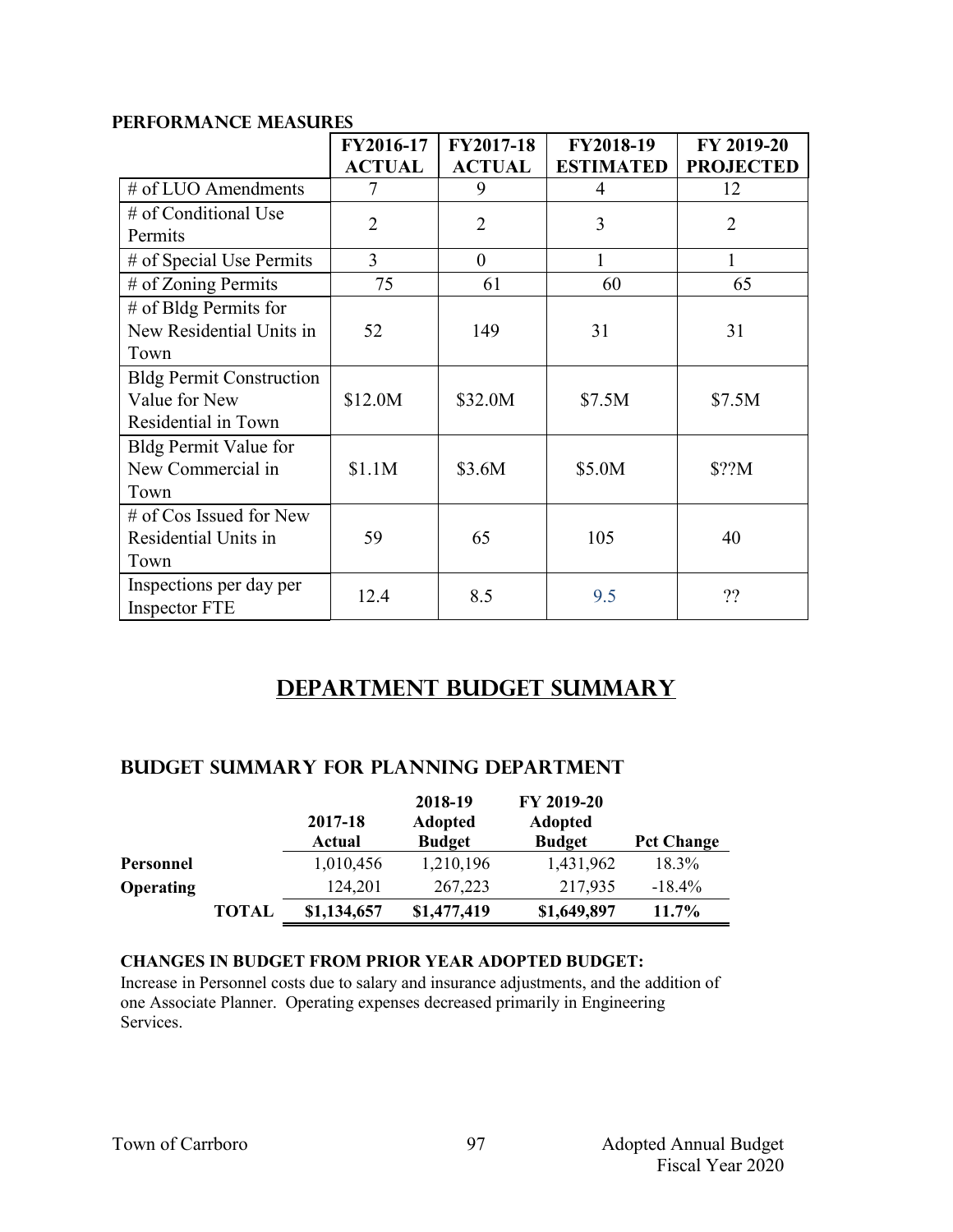### PERFORMANCE MEASURES

| | FY2016-17 ACTUAL | FY2017-18 ACTUAL | FY2018-19 ESTIMATED | FY 2019-20 PROJECTED |
|---|---|---|---|---|
| # of LUO Amendments | 7 | 9 | 4 | 12 |
| # of Conditional Use Permits | 2 | 2 | 3 | 2 |
| # of Special Use Permits | 3 | 0 | 1 | 1 |
| # of Zoning Permits | 75 | 61 | 60 | 65 |
| # of Bldg Permits for New Residential Units in Town | 52 | 149 | 31 | 31 |
| Bldg Permit Construction Value for New Residential in Town | $12.0M | $32.0M | $7.5M | $7.5M |
| Bldg Permit Value for New Commercial in Town | $1.1M | $3.6M | $5.0M | $??M |
| # of Cos Issued for New Residential Units in Town | 59 | 65 | 105 | 40 |
| Inspections per day per Inspector FTE | 12.4 | 8.5 | 9.5 | ?? |

## DEPARTMENT BUDGET SUMMARY

### BUDGET SUMMARY FOR PLANNING DEPARTMENT

| | 2017-18 Actual | 2018-19 Adopted Budget | FY 2019-20 Adopted Budget | Pct Change |
|---|---|---|---|---|
| **Personnel** | 1,010,456 | 1,210,196 | 1,431,962 | 18.3% |
| **Operating** | 124,201 | 267,223 | 217,935 | -18.4% |
| **TOTAL** | **$1,134,657** | **$1,477,419** | **$1,649,897** | **11.7%** |

**CHANGES IN BUDGET FROM PRIOR YEAR ADOPTED BUDGET:**

Increase in Personnel costs due to salary and insurance adjustments, and the addition of one Associate Planner. Operating expenses decreased primarily in Engineering Services.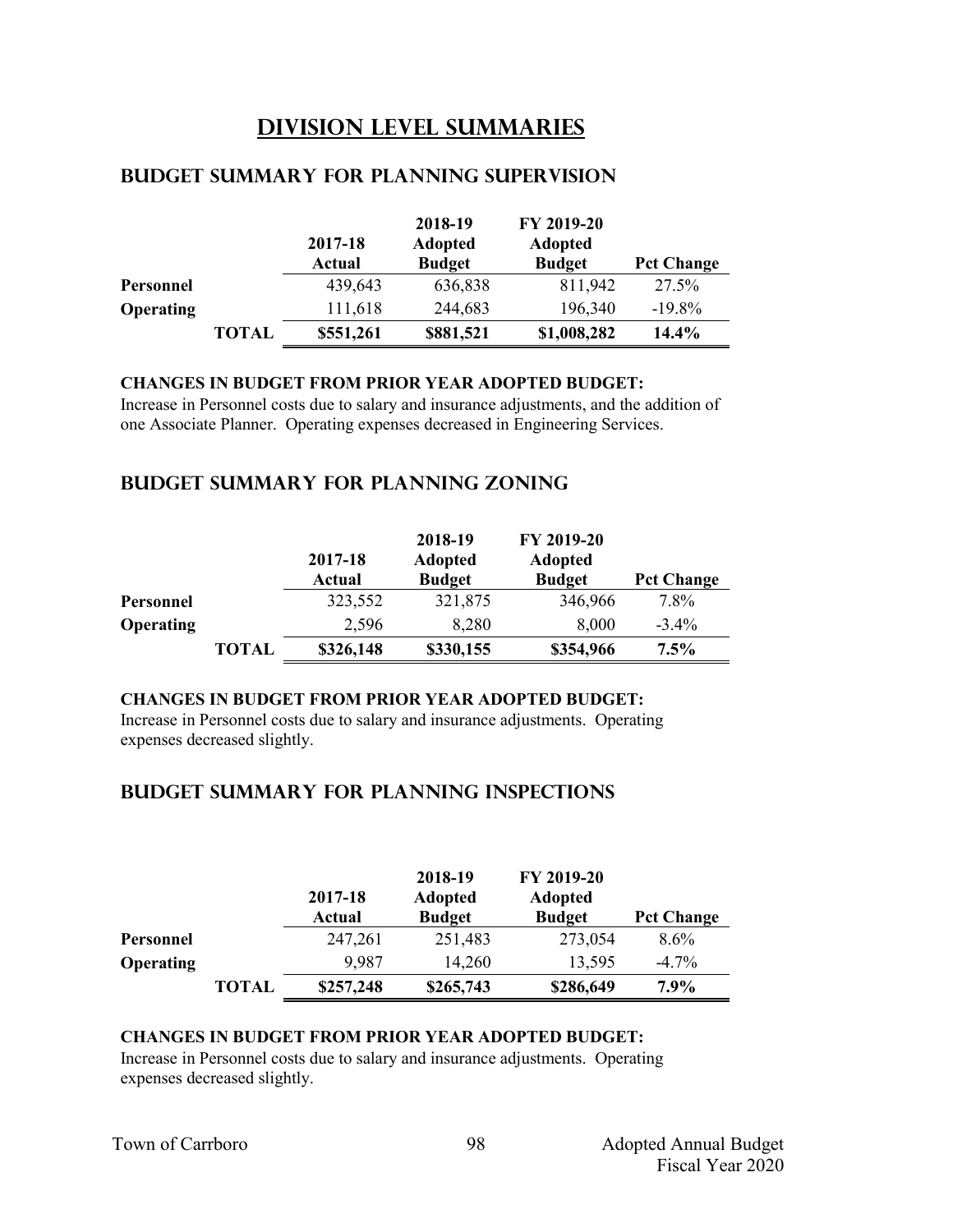# DIVISION LEVEL SUMMARIES

## BUDGET SUMMARY FOR PLANNING SUPERVISION

| | | 2017-18 Actual | 2018-19 Adopted Budget | FY 2019-20 Adopted Budget | Pct Change |
|---|---|---|---|---|---|
| **Personnel** | | 439,643 | 636,838 | 811,942 | 27.5% |
| **Operating** | | 111,618 | 244,683 | 196,340 | -19.8% |
| | **TOTAL** | **$551,261** | **$881,521** | **$1,008,282** | **14.4%** |

**CHANGES IN BUDGET FROM PRIOR YEAR ADOPTED BUDGET:**
Increase in Personnel costs due to salary and insurance adjustments, and the addition of one Associate Planner. Operating expenses decreased in Engineering Services.

## BUDGET SUMMARY FOR PLANNING ZONING

| | | 2017-18 Actual | 2018-19 Adopted Budget | FY 2019-20 Adopted Budget | Pct Change |
|---|---|---|---|---|---|
| **Personnel** | | 323,552 | 321,875 | 346,966 | 7.8% |
| **Operating** | | 2,596 | 8,280 | 8,000 | -3.4% |
| | **TOTAL** | **$326,148** | **$330,155** | **$354,966** | **7.5%** |

**CHANGES IN BUDGET FROM PRIOR YEAR ADOPTED BUDGET:**
Increase in Personnel costs due to salary and insurance adjustments. Operating expenses decreased slightly.

## BUDGET SUMMARY FOR PLANNING INSPECTIONS

| | | 2017-18 Actual | 2018-19 Adopted Budget | FY 2019-20 Adopted Budget | Pct Change |
|---|---|---|---|---|---|
| **Personnel** | | 247,261 | 251,483 | 273,054 | 8.6% |
| **Operating** | | 9,987 | 14,260 | 13,595 | -4.7% |
| | **TOTAL** | **$257,248** | **$265,743** | **$286,649** | **7.9%** |

**CHANGES IN BUDGET FROM PRIOR YEAR ADOPTED BUDGET:**
Increase in Personnel costs due to salary and insurance adjustments. Operating expenses decreased slightly.